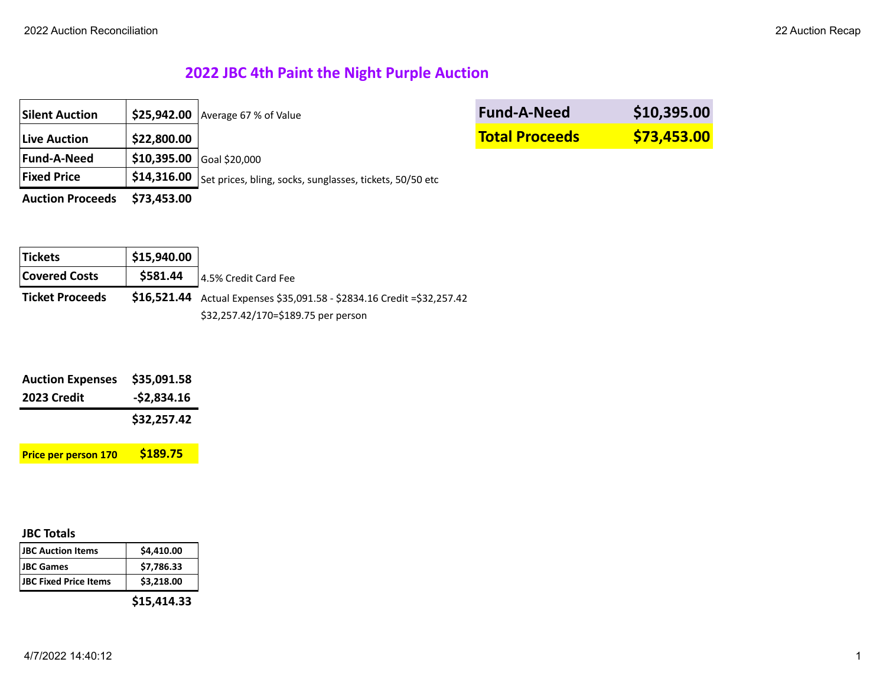# 2022 JBC 4th Paint the Night Purple Auction

| | | |
|---|---|---|
| **Silent Auction** | **$25,942.00** | Average 67 % of Value |
| **Live Auction** | **$22,800.00** | |
| **Fund-A-Need** | **$10,395.00** | Goal $20,000 |
| **Fixed Price** | **$14,316.00** | Set prices, bling, socks, sunglasses, tickets, 50/50 etc |
| **Auction Proceeds** | **$73,453.00** | |

| | |
|---|---|
| **Fund-A-Need** | **$10,395.00** |
| **Total Proceeds** | **$73,453.00** |

| | | |
|---|---|---|
| **Tickets** | **$15,940.00** | |
| **Covered Costs** | **$581.44** | 4.5% Credit Card Fee |
| **Ticket Proceeds** | **$16,521.44** | Actual Expenses $35,091.58 - $2834.16 Credit =$32,257.42 |
| | | $32,257.42/170=$189.75 per person |

| | |
|---|---|
| **Auction Expenses** | **$35,091.58** |
| **2023 Credit** | **-$2,834.16** |
| | **$32,257.42** |

| | |
|---|---|
| **Price per person 170** | **$189.75** |

**JBC Totals**

| | |
|---|---|
| **JBC Auction Items** | **$4,410.00** |
| **JBC Games** | **$7,786.33** |
| **JBC Fixed Price Items** | **$3,218.00** |
| | **$15,414.33** |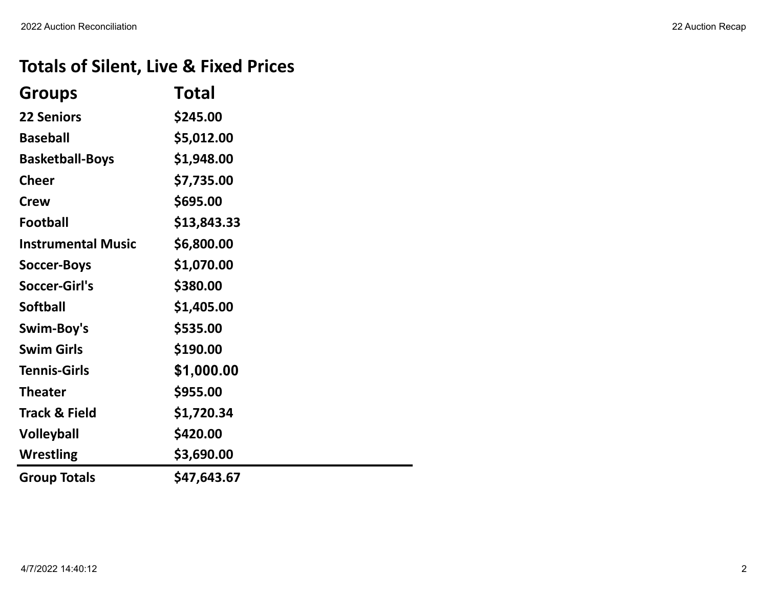## Totals of Silent, Live & Fixed Prices

| Groups | Total |
|---|---|
| 22 Seniors | $245.00 |
| Baseball | $5,012.00 |
| Basketball-Boys | $1,948.00 |
| Cheer | $7,735.00 |
| Crew | $695.00 |
| Football | $13,843.33 |
| Instrumental Music | $6,800.00 |
| Soccer-Boys | $1,070.00 |
| Soccer-Girl's | $380.00 |
| Softball | $1,405.00 |
| Swim-Boy's | $535.00 |
| Swim Girls | $190.00 |
| Tennis-Girls | $1,000.00 |
| Theater | $955.00 |
| Track & Field | $1,720.34 |
| Volleyball | $420.00 |
| Wrestling | $3,690.00 |
| **Group Totals** | **$47,643.67** |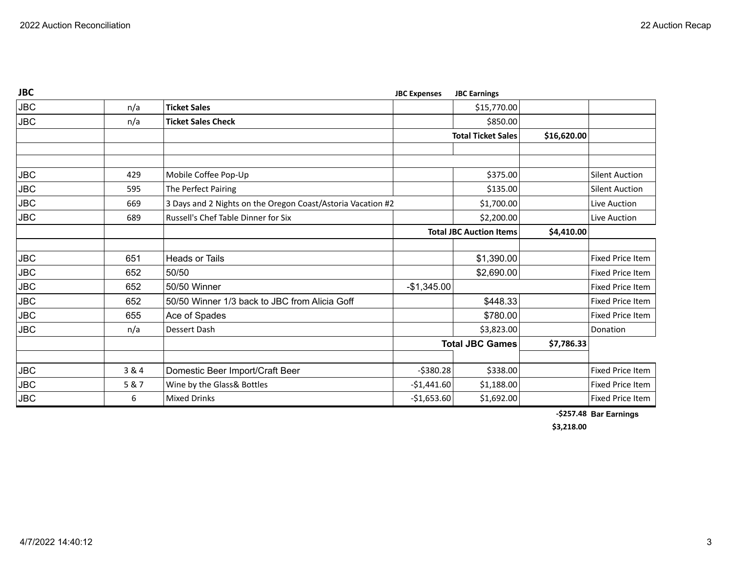| JBC | | | JBC Expenses | JBC Earnings | | |
|---|---|---|---|---|---|---|
| JBC | n/a | **Ticket Sales** | | $15,770.00 | | |
| JBC | n/a | **Ticket Sales Check** | | $850.00 | | |
| | | | | **Total Ticket Sales** | **$16,620.00** | |
| | | | | | | |
| | | | | | | |
| JBC | 429 | Mobile Coffee Pop-Up | | $375.00 | | Silent Auction |
| JBC | 595 | The Perfect Pairing | | $135.00 | | Silent Auction |
| JBC | 669 | 3 Days and 2 Nights on the Oregon Coast/Astoria Vacation #2 | | $1,700.00 | | Live Auction |
| JBC | 689 | Russell's Chef Table Dinner for Six | | $2,200.00 | | Live Auction |
| | | | | **Total JBC Auction Items** | **$4,410.00** | |
| | | | | | | |
| JBC | 651 | Heads or Tails | | $1,390.00 | | Fixed Price Item |
| JBC | 652 | 50/50 | | $2,690.00 | | Fixed Price Item |
| JBC | 652 | 50/50 Winner | -$1,345.00 | | | Fixed Price Item |
| JBC | 652 | 50/50 Winner 1/3 back to JBC from Alicia Goff | | $448.33 | | Fixed Price Item |
| JBC | 655 | Ace of Spades | | $780.00 | | Fixed Price Item |
| JBC | n/a | Dessert Dash | | $3,823.00 | | Donation |
| | | | | **Total JBC Games** | **$7,786.33** | |
| | | | | | | |
| JBC | 3 & 4 | Domestic Beer Import/Craft Beer | -$380.28 | $338.00 | | Fixed Price Item |
| JBC | 5 & 7 | Wine by the Glass& Bottles | -$1,441.60 | $1,188.00 | | Fixed Price Item |
| JBC | 6 | Mixed Drinks | -$1,653.60 | $1,692.00 | | Fixed Price Item |
| | | | | | **-$257.48** | **Bar Earnings** |
| | | | | | **$3,218.00** | |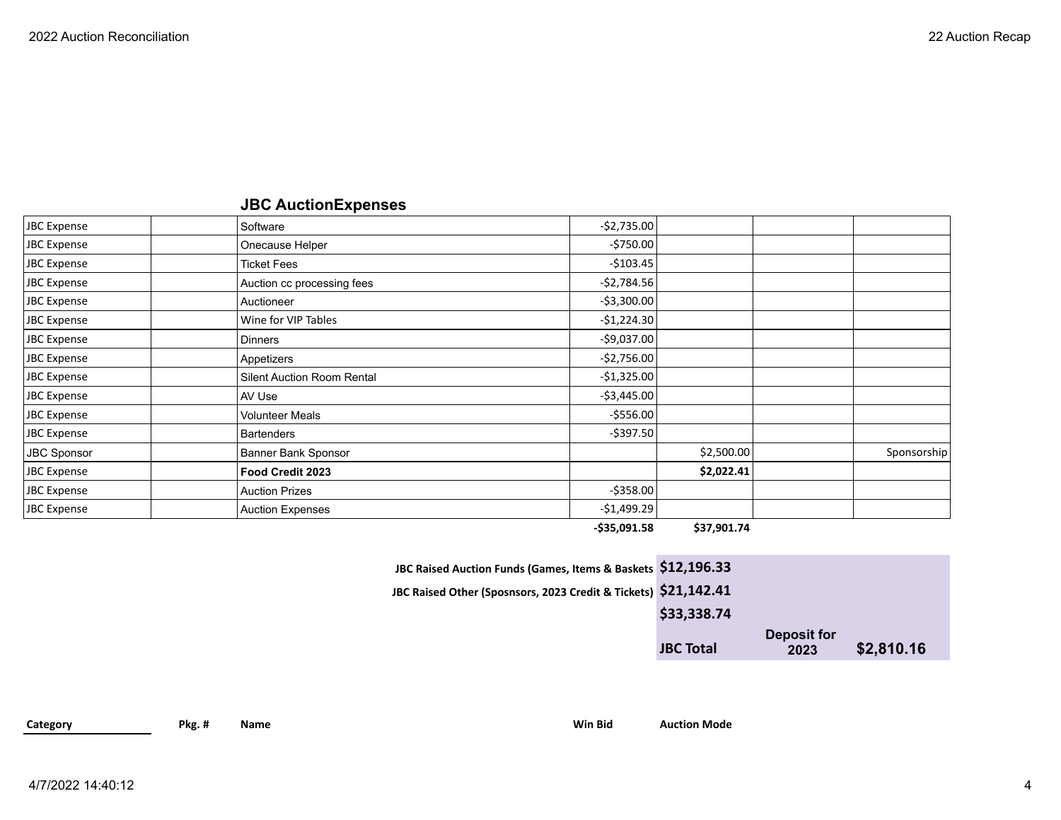## JBC AuctionExpenses

| | | | | | | |
|---|---|---|---|---|---|---|
| JBC Expense | | Software | -$2,735.00 | | | |
| JBC Expense | | Onecause Helper | -$750.00 | | | |
| JBC Expense | | Ticket Fees | -$103.45 | | | |
| JBC Expense | | Auction cc processing fees | -$2,784.56 | | | |
| JBC Expense | | Auctioneer | -$3,300.00 | | | |
| JBC Expense | | Wine for VIP Tables | -$1,224.30 | | | |
| JBC Expense | | Dinners | -$9,037.00 | | | |
| JBC Expense | | Appetizers | -$2,756.00 | | | |
| JBC Expense | | Silent Auction Room Rental | -$1,325.00 | | | |
| JBC Expense | | AV Use | -$3,445.00 | | | |
| JBC Expense | | Volunteer Meals | -$556.00 | | | |
| JBC Expense | | Bartenders | -$397.50 | | | |
| JBC Sponsor | | Banner Bank Sponsor | | $2,500.00 | | Sponsorship |
| JBC Expense | | **Food Credit 2023** | | **$2,022.41** | | |
| JBC Expense | | Auction Prizes | -$358.00 | | | |
| JBC Expense | | Auction Expenses | -$1,499.29 | | | |
| | | | **-$35,091.58** | **$37,901.74** | | |

| | | | |
|---|---|---|---|
| **JBC Raised Auction Funds (Games, Items & Baskets** | **$12,196.33** | | |
| **JBC Raised Other (Sposnsors, 2023 Credit & Tickets)** | **$21,142.41** | | |
| | **$33,338.74** | | |
| | **JBC Total** | **Deposit for 2023** | **$2,810.16** |

| **Category** | **Pkg. #** | **Name** | **Win Bid** | **Auction Mode** |
|---|---|---|---|---|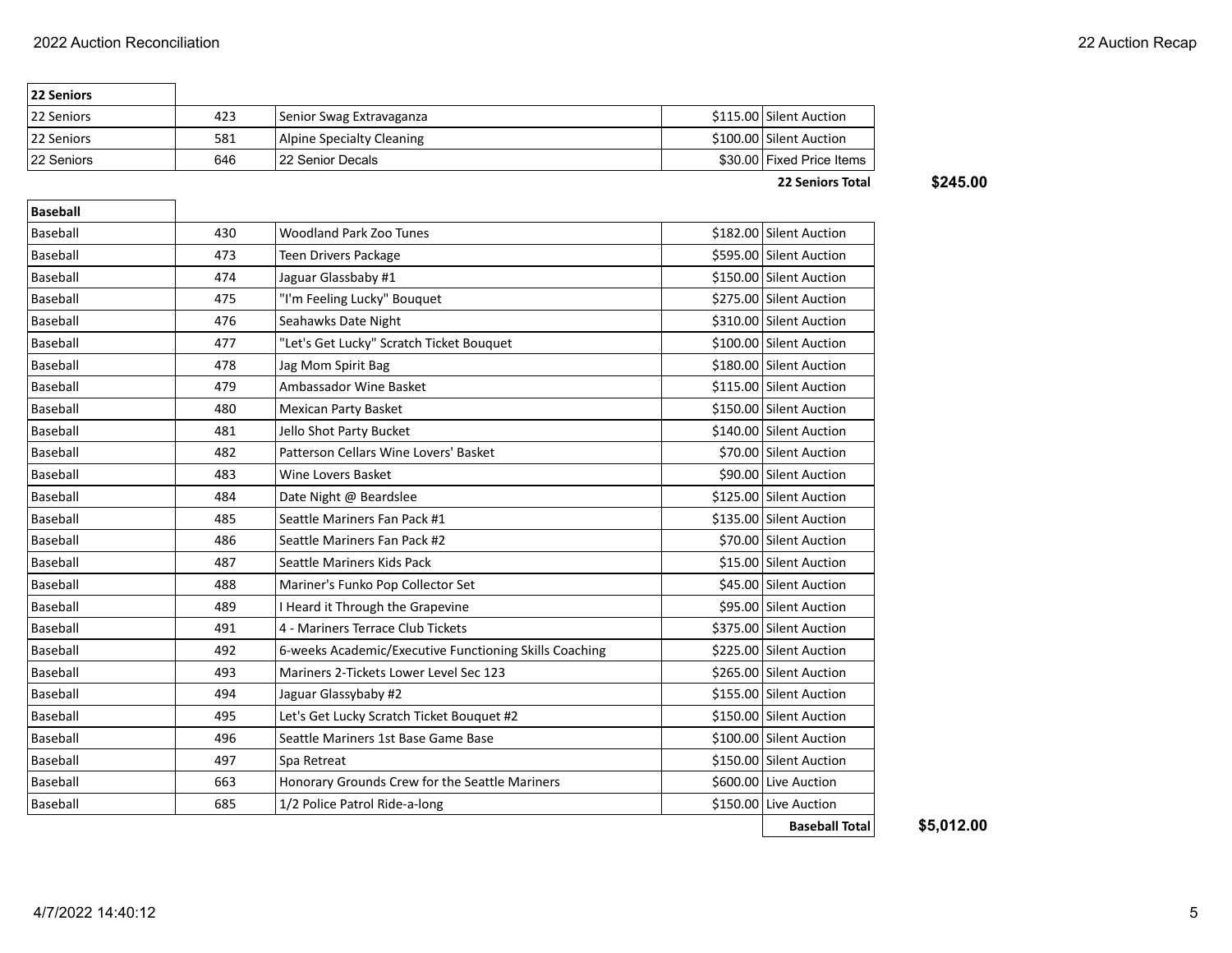| 22 Seniors | | | | | |
|---|---|---|---|---|---|
| 22 Seniors | 423 | Senior Swag Extravaganza | $115.00 | Silent Auction | |
| 22 Seniors | 581 | Alpine Specialty Cleaning | $100.00 | Silent Auction | |
| 22 Seniors | 646 | 22 Senior Decals | $30.00 | Fixed Price Items | |
| | | | | **22 Seniors Total** | **$245.00** |

| Baseball | | | | | |
|---|---|---|---|---|---|
| Baseball | 430 | Woodland Park Zoo Tunes | $182.00 | Silent Auction | |
| Baseball | 473 | Teen Drivers Package | $595.00 | Silent Auction | |
| Baseball | 474 | Jaguar Glassbaby #1 | $150.00 | Silent Auction | |
| Baseball | 475 | "I'm Feeling Lucky" Bouquet | $275.00 | Silent Auction | |
| Baseball | 476 | Seahawks Date Night | $310.00 | Silent Auction | |
| Baseball | 477 | "Let's Get Lucky" Scratch Ticket Bouquet | $100.00 | Silent Auction | |
| Baseball | 478 | Jag Mom Spirit Bag | $180.00 | Silent Auction | |
| Baseball | 479 | Ambassador Wine Basket | $115.00 | Silent Auction | |
| Baseball | 480 | Mexican Party Basket | $150.00 | Silent Auction | |
| Baseball | 481 | Jello Shot Party Bucket | $140.00 | Silent Auction | |
| Baseball | 482 | Patterson Cellars Wine Lovers' Basket | $70.00 | Silent Auction | |
| Baseball | 483 | Wine Lovers Basket | $90.00 | Silent Auction | |
| Baseball | 484 | Date Night @ Beardslee | $125.00 | Silent Auction | |
| Baseball | 485 | Seattle Mariners Fan Pack #1 | $135.00 | Silent Auction | |
| Baseball | 486 | Seattle Mariners Fan Pack #2 | $70.00 | Silent Auction | |
| Baseball | 487 | Seattle Mariners Kids Pack | $15.00 | Silent Auction | |
| Baseball | 488 | Mariner's Funko Pop Collector Set | $45.00 | Silent Auction | |
| Baseball | 489 | I Heard it Through the Grapevine | $95.00 | Silent Auction | |
| Baseball | 491 | 4 - Mariners Terrace Club Tickets | $375.00 | Silent Auction | |
| Baseball | 492 | 6-weeks Academic/Executive Functioning Skills Coaching | $225.00 | Silent Auction | |
| Baseball | 493 | Mariners 2-Tickets Lower Level Sec 123 | $265.00 | Silent Auction | |
| Baseball | 494 | Jaguar Glassybaby #2 | $155.00 | Silent Auction | |
| Baseball | 495 | Let's Get Lucky Scratch Ticket Bouquet #2 | $150.00 | Silent Auction | |
| Baseball | 496 | Seattle Mariners 1st Base Game Base | $100.00 | Silent Auction | |
| Baseball | 497 | Spa Retreat | $150.00 | Silent Auction | |
| Baseball | 663 | Honorary Grounds Crew for the Seattle Mariners | $600.00 | Live Auction | |
| Baseball | 685 | 1/2 Police Patrol Ride-a-long | $150.00 | Live Auction | |
| | | | | **Baseball Total** | **$5,012.00** |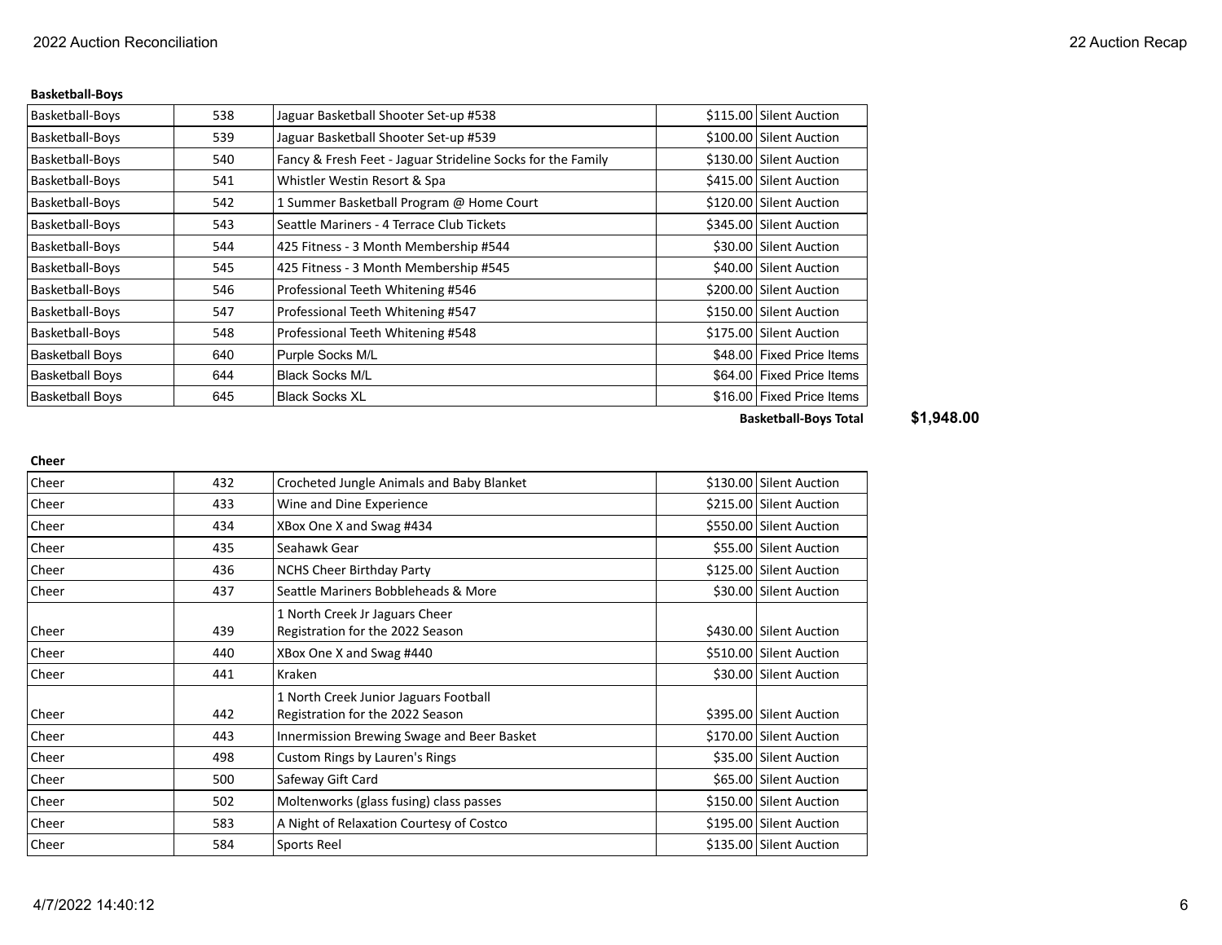**Basketball-Boys**

| | | | | |
|---|---|---|---|---|
| Basketball-Boys | 538 | Jaguar Basketball Shooter Set-up #538 | $115.00 | Silent Auction |
| Basketball-Boys | 539 | Jaguar Basketball Shooter Set-up #539 | $100.00 | Silent Auction |
| Basketball-Boys | 540 | Fancy & Fresh Feet - Jaguar Strideline Socks for the Family | $130.00 | Silent Auction |
| Basketball-Boys | 541 | Whistler Westin Resort & Spa | $415.00 | Silent Auction |
| Basketball-Boys | 542 | 1 Summer Basketball Program @ Home Court | $120.00 | Silent Auction |
| Basketball-Boys | 543 | Seattle Mariners - 4 Terrace Club Tickets | $345.00 | Silent Auction |
| Basketball-Boys | 544 | 425 Fitness - 3 Month Membership #544 | $30.00 | Silent Auction |
| Basketball-Boys | 545 | 425 Fitness - 3 Month Membership #545 | $40.00 | Silent Auction |
| Basketball-Boys | 546 | Professional Teeth Whitening #546 | $200.00 | Silent Auction |
| Basketball-Boys | 547 | Professional Teeth Whitening #547 | $150.00 | Silent Auction |
| Basketball-Boys | 548 | Professional Teeth Whitening #548 | $175.00 | Silent Auction |
| Basketball Boys | 640 | Purple Socks M/L | $48.00 | Fixed Price Items |
| Basketball Boys | 644 | Black Socks M/L | $64.00 | Fixed Price Items |
| Basketball Boys | 645 | Black Socks XL | $16.00 | Fixed Price Items |

**Basketball-Boys Total** $1,948.00

**Cheer**

| | | | | |
|---|---|---|---|---|
| Cheer | 432 | Crocheted Jungle Animals and Baby Blanket | $130.00 | Silent Auction |
| Cheer | 433 | Wine and Dine Experience | $215.00 | Silent Auction |
| Cheer | 434 | XBox One X and Swag #434 | $550.00 | Silent Auction |
| Cheer | 435 | Seahawk Gear | $55.00 | Silent Auction |
| Cheer | 436 | NCHS Cheer Birthday Party | $125.00 | Silent Auction |
| Cheer | 437 | Seattle Mariners Bobbleheads & More | $30.00 | Silent Auction |
| Cheer | 439 | 1 North Creek Jr Jaguars Cheer Registration for the 2022 Season | $430.00 | Silent Auction |
| Cheer | 440 | XBox One X and Swag #440 | $510.00 | Silent Auction |
| Cheer | 441 | Kraken | $30.00 | Silent Auction |
| Cheer | 442 | 1 North Creek Junior Jaguars Football Registration for the 2022 Season | $395.00 | Silent Auction |
| Cheer | 443 | Innermission Brewing Swage and Beer Basket | $170.00 | Silent Auction |
| Cheer | 498 | Custom Rings by Lauren's Rings | $35.00 | Silent Auction |
| Cheer | 500 | Safeway Gift Card | $65.00 | Silent Auction |
| Cheer | 502 | Moltenworks (glass fusing) class passes | $150.00 | Silent Auction |
| Cheer | 583 | A Night of Relaxation Courtesy of Costco | $195.00 | Silent Auction |
| Cheer | 584 | Sports Reel | $135.00 | Silent Auction |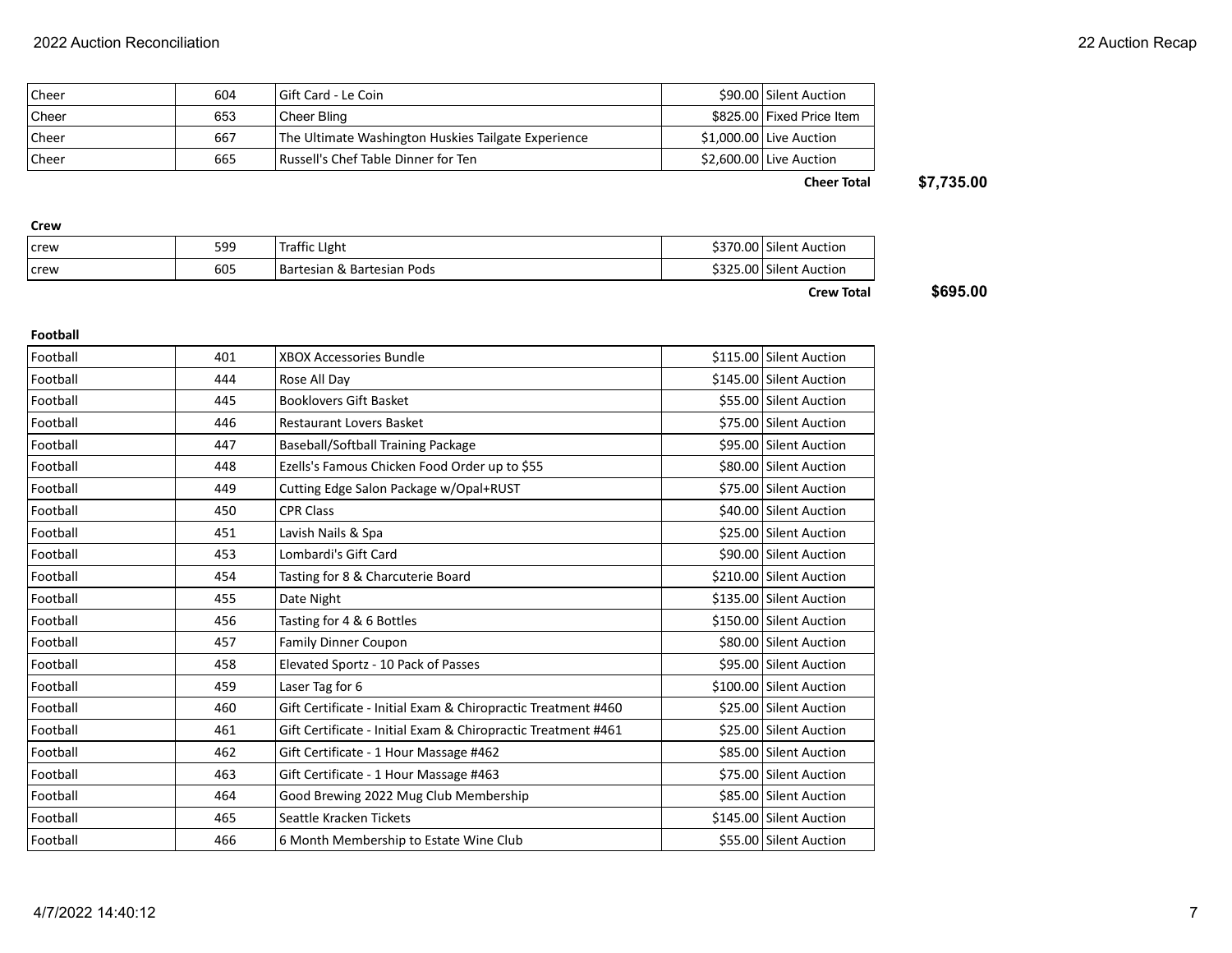| | | | | |
|---|---|---|---|---|
| Cheer | 604 | Gift Card - Le Coin | $90.00 | Silent Auction |
| Cheer | 653 | Cheer Bling | $825.00 | Fixed Price Item |
| Cheer | 667 | The Ultimate Washington Huskies Tailgate Experience | $1,000.00 | Live Auction |
| Cheer | 665 | Russell's Chef Table Dinner for Ten | $2,600.00 | Live Auction |

**Cheer Total** **$7,735.00**

**Crew**

| | | | | |
|---|---|---|---|---|
| crew | 599 | Traffic LIght | $370.00 | Silent Auction |
| crew | 605 | Bartesian & Bartesian Pods | $325.00 | Silent Auction |

**Crew Total** **$695.00**

**Football**

| | | | | |
|---|---|---|---|---|
| Football | 401 | XBOX Accessories Bundle | $115.00 | Silent Auction |
| Football | 444 | Rose All Day | $145.00 | Silent Auction |
| Football | 445 | Booklovers Gift Basket | $55.00 | Silent Auction |
| Football | 446 | Restaurant Lovers Basket | $75.00 | Silent Auction |
| Football | 447 | Baseball/Softball Training Package | $95.00 | Silent Auction |
| Football | 448 | Ezells's Famous Chicken Food Order up to $55 | $80.00 | Silent Auction |
| Football | 449 | Cutting Edge Salon Package w/Opal+RUST | $75.00 | Silent Auction |
| Football | 450 | CPR Class | $40.00 | Silent Auction |
| Football | 451 | Lavish Nails & Spa | $25.00 | Silent Auction |
| Football | 453 | Lombardi's Gift Card | $90.00 | Silent Auction |
| Football | 454 | Tasting for 8 & Charcuterie Board | $210.00 | Silent Auction |
| Football | 455 | Date Night | $135.00 | Silent Auction |
| Football | 456 | Tasting for 4 & 6 Bottles | $150.00 | Silent Auction |
| Football | 457 | Family Dinner Coupon | $80.00 | Silent Auction |
| Football | 458 | Elevated Sportz - 10 Pack of Passes | $95.00 | Silent Auction |
| Football | 459 | Laser Tag for 6 | $100.00 | Silent Auction |
| Football | 460 | Gift Certificate - Initial Exam & Chiropractic Treatment #460 | $25.00 | Silent Auction |
| Football | 461 | Gift Certificate - Initial Exam & Chiropractic Treatment #461 | $25.00 | Silent Auction |
| Football | 462 | Gift Certificate - 1 Hour Massage #462 | $85.00 | Silent Auction |
| Football | 463 | Gift Certificate - 1 Hour Massage #463 | $75.00 | Silent Auction |
| Football | 464 | Good Brewing 2022 Mug Club Membership | $85.00 | Silent Auction |
| Football | 465 | Seattle Kracken Tickets | $145.00 | Silent Auction |
| Football | 466 | 6 Month Membership to Estate Wine Club | $55.00 | Silent Auction |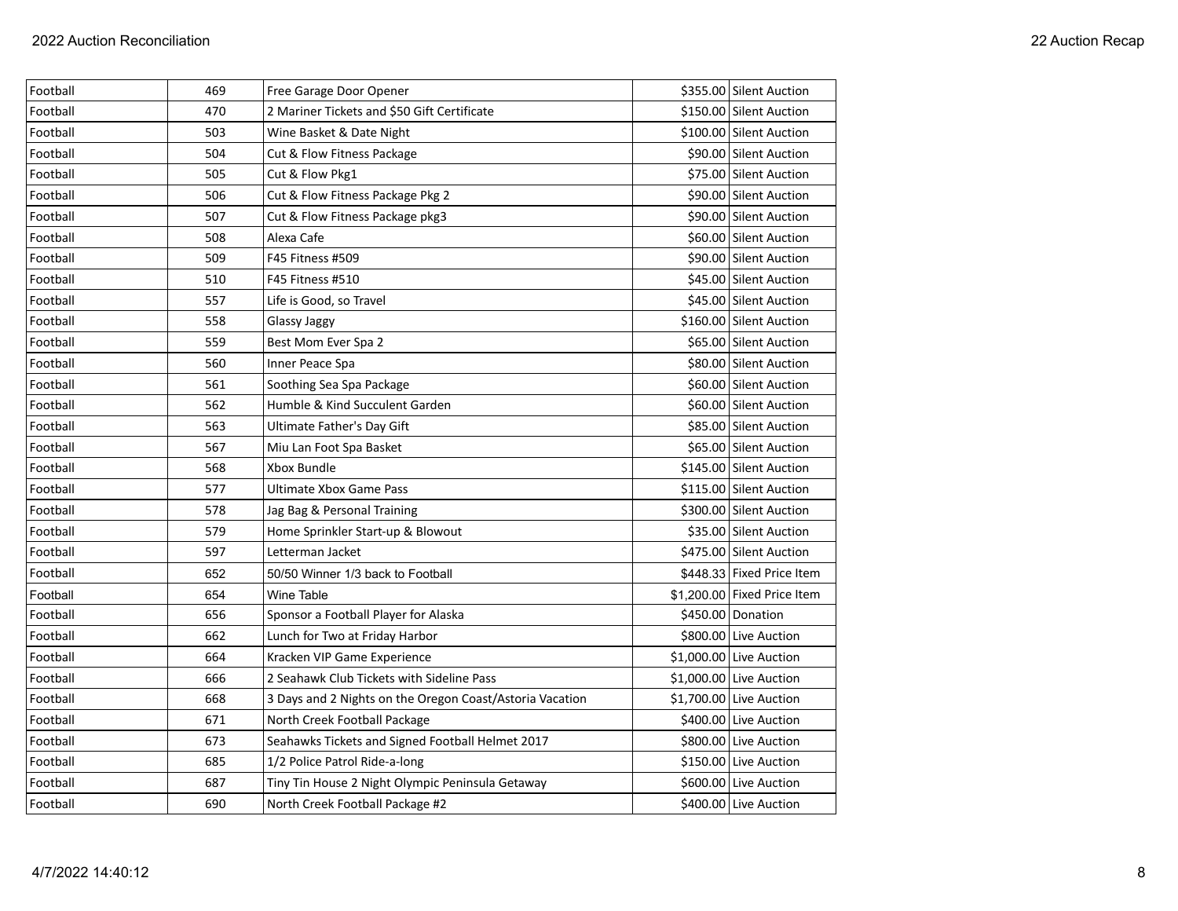| Football | 469 | Free Garage Door Opener | $355.00 | Silent Auction |
|---|---|---|---|---|
| Football | 470 | 2 Mariner Tickets and $50 Gift Certificate | $150.00 | Silent Auction |
| Football | 503 | Wine Basket & Date Night | $100.00 | Silent Auction |
| Football | 504 | Cut & Flow Fitness Package | $90.00 | Silent Auction |
| Football | 505 | Cut & Flow Pkg1 | $75.00 | Silent Auction |
| Football | 506 | Cut & Flow Fitness Package Pkg 2 | $90.00 | Silent Auction |
| Football | 507 | Cut & Flow Fitness Package pkg3 | $90.00 | Silent Auction |
| Football | 508 | Alexa Cafe | $60.00 | Silent Auction |
| Football | 509 | F45 Fitness #509 | $90.00 | Silent Auction |
| Football | 510 | F45 Fitness #510 | $45.00 | Silent Auction |
| Football | 557 | Life is Good, so Travel | $45.00 | Silent Auction |
| Football | 558 | Glassy Jaggy | $160.00 | Silent Auction |
| Football | 559 | Best Mom Ever Spa 2 | $65.00 | Silent Auction |
| Football | 560 | Inner Peace Spa | $80.00 | Silent Auction |
| Football | 561 | Soothing Sea Spa Package | $60.00 | Silent Auction |
| Football | 562 | Humble & Kind Succulent Garden | $60.00 | Silent Auction |
| Football | 563 | Ultimate Father's Day Gift | $85.00 | Silent Auction |
| Football | 567 | Miu Lan Foot Spa Basket | $65.00 | Silent Auction |
| Football | 568 | Xbox Bundle | $145.00 | Silent Auction |
| Football | 577 | Ultimate Xbox Game Pass | $115.00 | Silent Auction |
| Football | 578 | Jag Bag & Personal Training | $300.00 | Silent Auction |
| Football | 579 | Home Sprinkler Start-up & Blowout | $35.00 | Silent Auction |
| Football | 597 | Letterman Jacket | $475.00 | Silent Auction |
| Football | 652 | 50/50 Winner 1/3 back to Football | $448.33 | Fixed Price Item |
| Football | 654 | Wine Table | $1,200.00 | Fixed Price Item |
| Football | 656 | Sponsor a Football Player for Alaska | $450.00 | Donation |
| Football | 662 | Lunch for Two at Friday Harbor | $800.00 | Live Auction |
| Football | 664 | Kracken VIP Game Experience | $1,000.00 | Live Auction |
| Football | 666 | 2 Seahawk Club Tickets with Sideline Pass | $1,000.00 | Live Auction |
| Football | 668 | 3 Days and 2 Nights on the Oregon Coast/Astoria Vacation | $1,700.00 | Live Auction |
| Football | 671 | North Creek Football Package | $400.00 | Live Auction |
| Football | 673 | Seahawks Tickets and Signed Football Helmet 2017 | $800.00 | Live Auction |
| Football | 685 | 1/2 Police Patrol Ride-a-long | $150.00 | Live Auction |
| Football | 687 | Tiny Tin House 2 Night Olympic Peninsula Getaway | $600.00 | Live Auction |
| Football | 690 | North Creek Football Package #2 | $400.00 | Live Auction |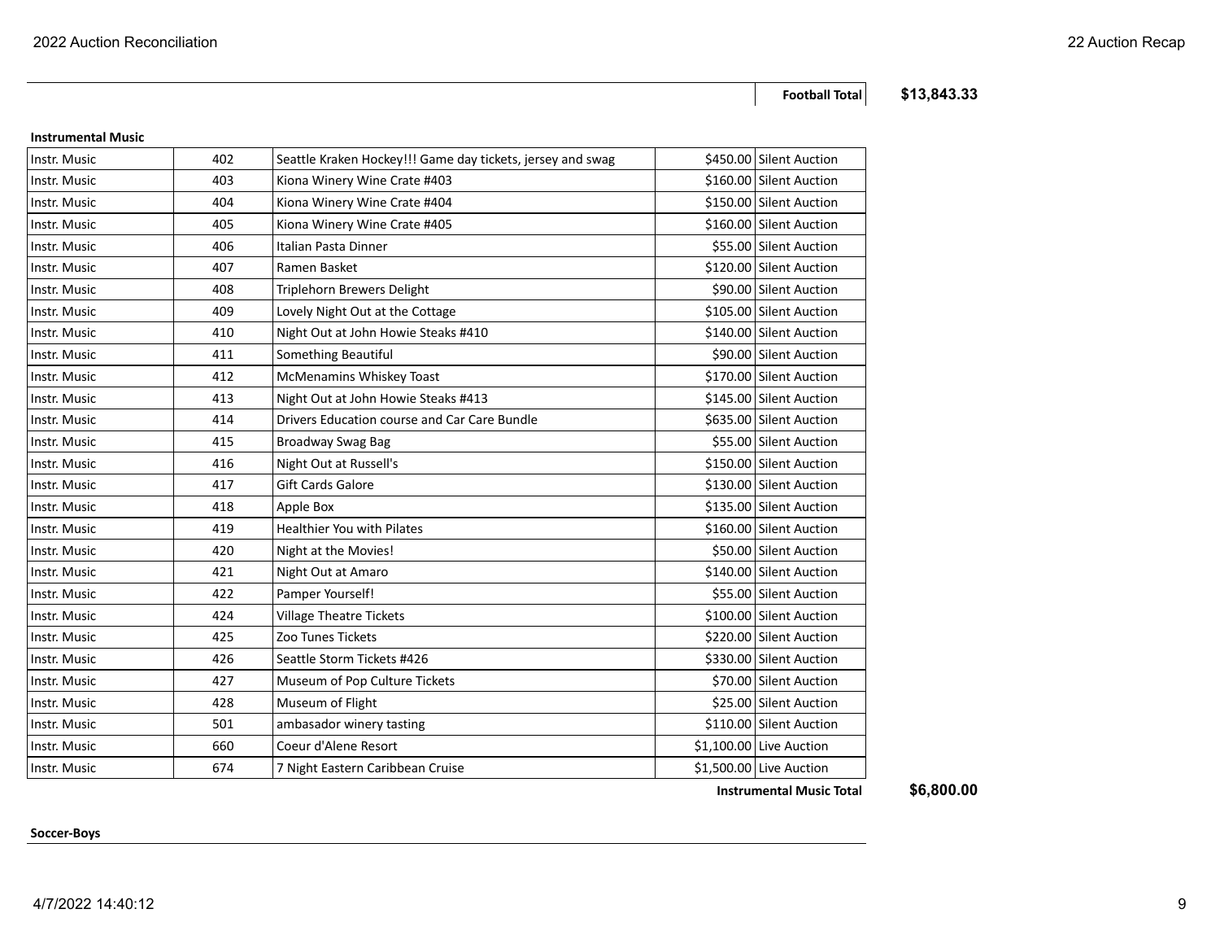**Football Total** **$13,843.33**

**Instrumental Music**

| | | | | |
|---|---|---|---|---|
| Instr. Music | 402 | Seattle Kraken Hockey!!! Game day tickets, jersey and swag | $450.00 | Silent Auction |
| Instr. Music | 403 | Kiona Winery Wine Crate #403 | $160.00 | Silent Auction |
| Instr. Music | 404 | Kiona Winery Wine Crate #404 | $150.00 | Silent Auction |
| Instr. Music | 405 | Kiona Winery Wine Crate #405 | $160.00 | Silent Auction |
| Instr. Music | 406 | Italian Pasta Dinner | $55.00 | Silent Auction |
| Instr. Music | 407 | Ramen Basket | $120.00 | Silent Auction |
| Instr. Music | 408 | Triplehorn Brewers Delight | $90.00 | Silent Auction |
| Instr. Music | 409 | Lovely Night Out at the Cottage | $105.00 | Silent Auction |
| Instr. Music | 410 | Night Out at John Howie Steaks #410 | $140.00 | Silent Auction |
| Instr. Music | 411 | Something Beautiful | $90.00 | Silent Auction |
| Instr. Music | 412 | McMenamins Whiskey Toast | $170.00 | Silent Auction |
| Instr. Music | 413 | Night Out at John Howie Steaks #413 | $145.00 | Silent Auction |
| Instr. Music | 414 | Drivers Education course and Car Care Bundle | $635.00 | Silent Auction |
| Instr. Music | 415 | Broadway Swag Bag | $55.00 | Silent Auction |
| Instr. Music | 416 | Night Out at Russell's | $150.00 | Silent Auction |
| Instr. Music | 417 | Gift Cards Galore | $130.00 | Silent Auction |
| Instr. Music | 418 | Apple Box | $135.00 | Silent Auction |
| Instr. Music | 419 | Healthier You with Pilates | $160.00 | Silent Auction |
| Instr. Music | 420 | Night at the Movies! | $50.00 | Silent Auction |
| Instr. Music | 421 | Night Out at Amaro | $140.00 | Silent Auction |
| Instr. Music | 422 | Pamper Yourself! | $55.00 | Silent Auction |
| Instr. Music | 424 | Village Theatre Tickets | $100.00 | Silent Auction |
| Instr. Music | 425 | Zoo Tunes Tickets | $220.00 | Silent Auction |
| Instr. Music | 426 | Seattle Storm Tickets #426 | $330.00 | Silent Auction |
| Instr. Music | 427 | Museum of Pop Culture Tickets | $70.00 | Silent Auction |
| Instr. Music | 428 | Museum of Flight | $25.00 | Silent Auction |
| Instr. Music | 501 | ambasador winery tasting | $110.00 | Silent Auction |
| Instr. Music | 660 | Coeur d'Alene Resort | $1,100.00 | Live Auction |
| Instr. Music | 674 | 7 Night Eastern Caribbean Cruise | $1,500.00 | Live Auction |

**Instrumental Music Total** **$6,800.00**

**Soccer-Boys**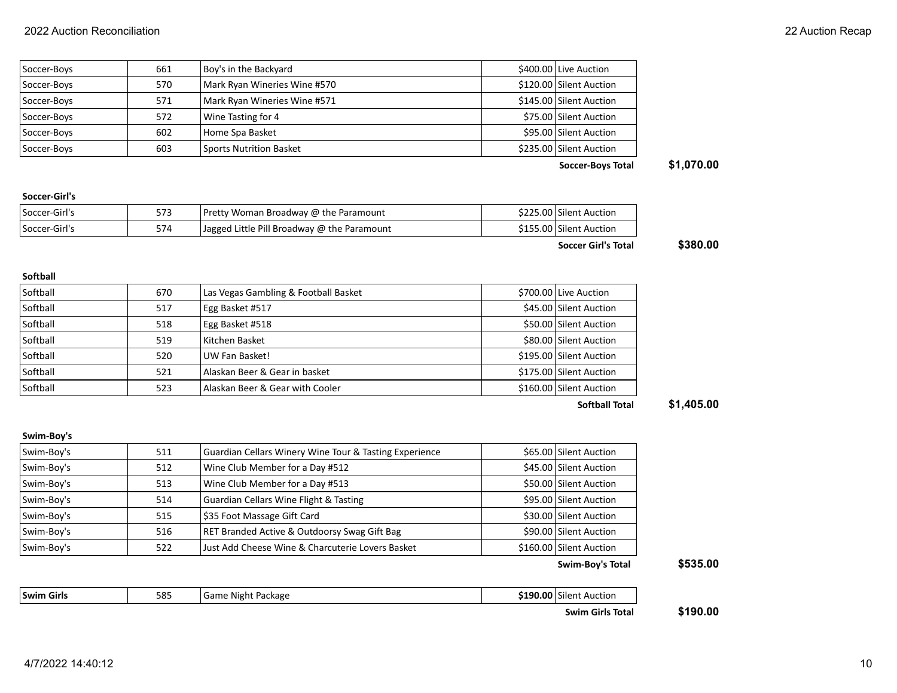| | | | | |
|---|---|---|---|---|
| Soccer-Boys | 661 | Boy's in the Backyard | $400.00 | Live Auction |
| Soccer-Boys | 570 | Mark Ryan Wineries Wine #570 | $120.00 | Silent Auction |
| Soccer-Boys | 571 | Mark Ryan Wineries Wine #571 | $145.00 | Silent Auction |
| Soccer-Boys | 572 | Wine Tasting for 4 | $75.00 | Silent Auction |
| Soccer-Boys | 602 | Home Spa Basket | $95.00 | Silent Auction |
| Soccer-Boys | 603 | Sports Nutrition Basket | $235.00 | Silent Auction |

**Soccer-Boys Total** **$1,070.00**

**Soccer-Girl's**

| | | | | |
|---|---|---|---|---|
| Soccer-Girl's | 573 | Pretty Woman Broadway @ the Paramount | $225.00 | Silent Auction |
| Soccer-Girl's | 574 | Jagged Little Pill Broadway @ the Paramount | $155.00 | Silent Auction |

**Soccer Girl's Total** **$380.00**

**Softball**

| | | | | |
|---|---|---|---|---|
| Softball | 670 | Las Vegas Gambling & Football Basket | $700.00 | Live Auction |
| Softball | 517 | Egg Basket #517 | $45.00 | Silent Auction |
| Softball | 518 | Egg Basket #518 | $50.00 | Silent Auction |
| Softball | 519 | Kitchen Basket | $80.00 | Silent Auction |
| Softball | 520 | UW Fan Basket! | $195.00 | Silent Auction |
| Softball | 521 | Alaskan Beer & Gear in basket | $175.00 | Silent Auction |
| Softball | 523 | Alaskan Beer & Gear with Cooler | $160.00 | Silent Auction |

**Softball Total** **$1,405.00**

**Swim-Boy's**

| | | | | |
|---|---|---|---|---|
| Swim-Boy's | 511 | Guardian Cellars Winery Wine Tour & Tasting Experience | $65.00 | Silent Auction |
| Swim-Boy's | 512 | Wine Club Member for a Day #512 | $45.00 | Silent Auction |
| Swim-Boy's | 513 | Wine Club Member for a Day #513 | $50.00 | Silent Auction |
| Swim-Boy's | 514 | Guardian Cellars Wine Flight & Tasting | $95.00 | Silent Auction |
| Swim-Boy's | 515 | $35 Foot Massage Gift Card | $30.00 | Silent Auction |
| Swim-Boy's | 516 | RET Branded Active & Outdoorsy Swag Gift Bag | $90.00 | Silent Auction |
| Swim-Boy's | 522 | Just Add Cheese Wine & Charcuterie Lovers Basket | $160.00 | Silent Auction |

**Swim-Boy's Total** **$535.00**

| | | | | |
|---|---|---|---|---|
| **Swim Girls** | 585 | Game Night Package | **$190.00** | Silent Auction |

**Swim Girls Total** **$190.00**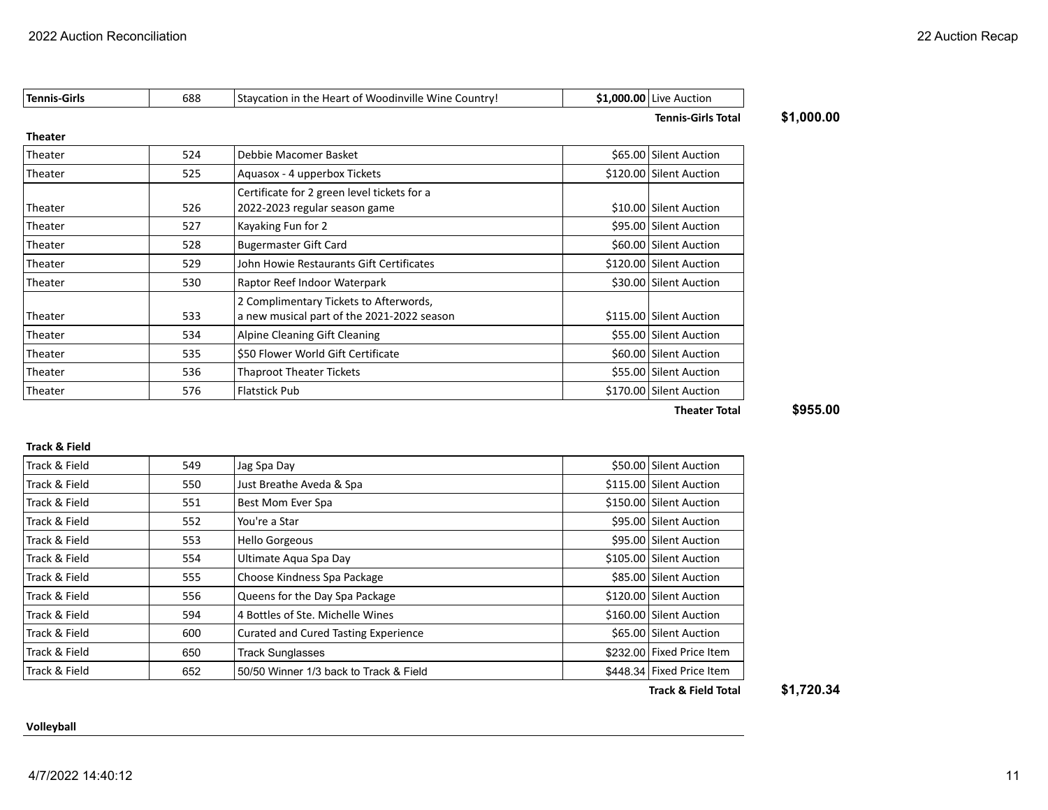| | | | | |
|---|---|---|---|---|
| **Tennis-Girls** | 688 | Staycation in the Heart of Woodinville Wine Country! | **$1,000.00** | Live Auction |

**Tennis-Girls Total** **$1,000.00**

**Theater**

| | | | | |
|---|---|---|---|---|
| Theater | 524 | Debbie Macomer Basket | $65.00 | Silent Auction |
| Theater | 525 | Aquasox - 4 upperbox Tickets | $120.00 | Silent Auction |
| Theater | 526 | Certificate for 2 green level tickets for a 2022-2023 regular season game | $10.00 | Silent Auction |
| Theater | 527 | Kayaking Fun for 2 | $95.00 | Silent Auction |
| Theater | 528 | Bugermaster Gift Card | $60.00 | Silent Auction |
| Theater | 529 | John Howie Restaurants Gift Certificates | $120.00 | Silent Auction |
| Theater | 530 | Raptor Reef Indoor Waterpark | $30.00 | Silent Auction |
| Theater | 533 | 2 Complimentary Tickets to Afterwords, a new musical part of the 2021-2022 season | $115.00 | Silent Auction |
| Theater | 534 | Alpine Cleaning Gift Cleaning | $55.00 | Silent Auction |
| Theater | 535 | $50 Flower World Gift Certificate | $60.00 | Silent Auction |
| Theater | 536 | Thaproot Theater Tickets | $55.00 | Silent Auction |
| Theater | 576 | Flatstick Pub | $170.00 | Silent Auction |

**Theater Total** **$955.00**

**Track & Field**

| | | | | |
|---|---|---|---|---|
| Track & Field | 549 | Jag Spa Day | $50.00 | Silent Auction |
| Track & Field | 550 | Just Breathe Aveda & Spa | $115.00 | Silent Auction |
| Track & Field | 551 | Best Mom Ever Spa | $150.00 | Silent Auction |
| Track & Field | 552 | You're a Star | $95.00 | Silent Auction |
| Track & Field | 553 | Hello Gorgeous | $95.00 | Silent Auction |
| Track & Field | 554 | Ultimate Aqua Spa Day | $105.00 | Silent Auction |
| Track & Field | 555 | Choose Kindness Spa Package | $85.00 | Silent Auction |
| Track & Field | 556 | Queens for the Day Spa Package | $120.00 | Silent Auction |
| Track & Field | 594 | 4 Bottles of Ste. Michelle Wines | $160.00 | Silent Auction |
| Track & Field | 600 | Curated and Cured Tasting Experience | $65.00 | Silent Auction |
| Track & Field | 650 | Track Sunglasses | $232.00 | Fixed Price Item |
| Track & Field | 652 | 50/50 Winner 1/3 back to Track & Field | $448.34 | Fixed Price Item |

**Track & Field Total** **$1,720.34**

**Volleyball**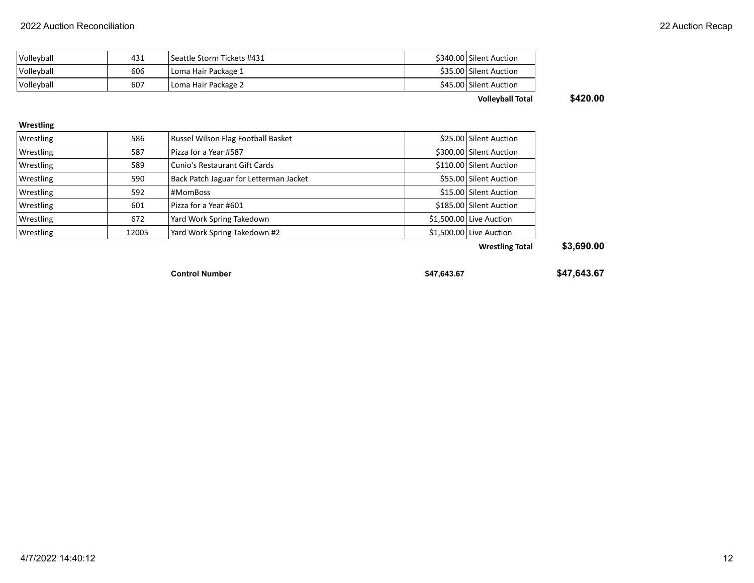| | | | | |
|---|---|---|---|---|
| Volleyball | 431 | Seattle Storm Tickets #431 | $340.00 | Silent Auction |
| Volleyball | 606 | Loma Hair Package 1 | $35.00 | Silent Auction |
| Volleyball | 607 | Loma Hair Package 2 | $45.00 | Silent Auction |

**Volleyball Total** **$420.00**

**Wrestling**

| | | | | |
|---|---|---|---|---|
| Wrestling | 586 | Russel Wilson Flag Football Basket | $25.00 | Silent Auction |
| Wrestling | 587 | Pizza for a Year #587 | $300.00 | Silent Auction |
| Wrestling | 589 | Cunio's Restaurant Gift Cards | $110.00 | Silent Auction |
| Wrestling | 590 | Back Patch Jaguar for Letterman Jacket | $55.00 | Silent Auction |
| Wrestling | 592 | #MomBoss | $15.00 | Silent Auction |
| Wrestling | 601 | Pizza for a Year #601 | $185.00 | Silent Auction |
| Wrestling | 672 | Yard Work Spring Takedown | $1,500.00 | Live Auction |
| Wrestling | 12005 | Yard Work Spring Takedown #2 | $1,500.00 | Live Auction |

**Wrestling Total** **$3,690.00**

**Control Number** **$47,643.67** **$47,643.67**